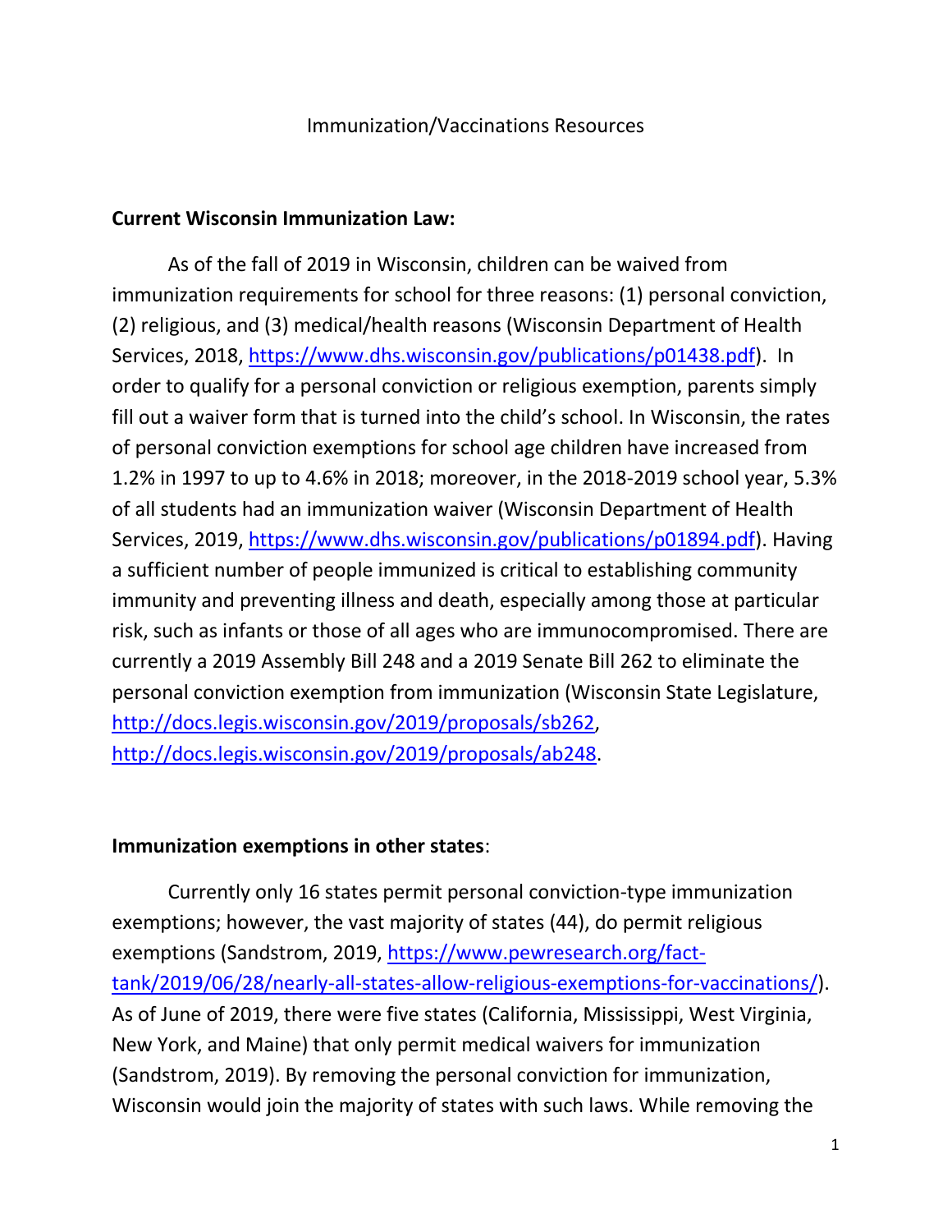Immunization/Vaccinations Resources

**Current Wisconsin Immunization Law:**

As of the fall of 2019 in Wisconsin, children can be waived from immunization requirements for school for three reasons: (1) personal conviction, (2) religious, and (3) medical/health reasons (Wisconsin Department of Health Services, 2018, https://www.dhs.wisconsin.gov/publications/p01438.pdf). In order to qualify for a personal conviction or religious exemption, parents simply fill out a waiver form that is turned into the child's school. In Wisconsin, the rates of personal conviction exemptions for school age children have increased from 1.2% in 1997 to up to 4.6% in 2018; moreover, in the 2018-2019 school year, 5.3% of all students had an immunization waiver (Wisconsin Department of Health Services, 2019, https://www.dhs.wisconsin.gov/publications/p01894.pdf). Having a sufficient number of people immunized is critical to establishing community immunity and preventing illness and death, especially among those at particular risk, such as infants or those of all ages who are immunocompromised. There are currently a 2019 Assembly Bill 248 and a 2019 Senate Bill 262 to eliminate the personal conviction exemption from immunization (Wisconsin State Legislature, http://docs.legis.wisconsin.gov/2019/proposals/sb262, http://docs.legis.wisconsin.gov/2019/proposals/ab248.

**Immunization exemptions in other states**:

Currently only 16 states permit personal conviction-type immunization exemptions; however, the vast majority of states (44), do permit religious exemptions (Sandstrom, 2019, https://www.pewresearch.org/fact-tank/2019/06/28/nearly-all-states-allow-religious-exemptions-for-vaccinations/). As of June of 2019, there were five states (California, Mississippi, West Virginia, New York, and Maine) that only permit medical waivers for immunization (Sandstrom, 2019). By removing the personal conviction for immunization, Wisconsin would join the majority of states with such laws. While removing the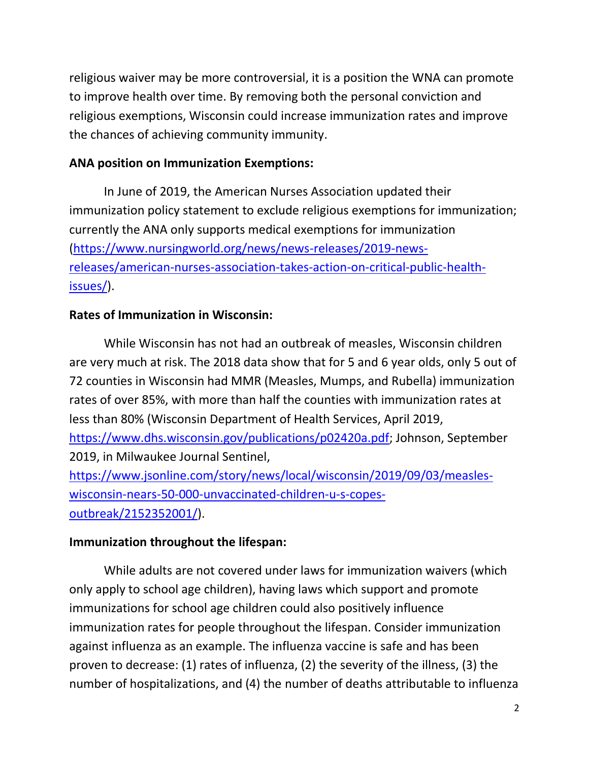religious waiver may be more controversial, it is a position the WNA can promote to improve health over time. By removing both the personal conviction and religious exemptions, Wisconsin could increase immunization rates and improve the chances of achieving community immunity.

**ANA position on Immunization Exemptions:**

In June of 2019, the American Nurses Association updated their immunization policy statement to exclude religious exemptions for immunization; currently the ANA only supports medical exemptions for immunization (https://www.nursingworld.org/news/news-releases/2019-news-releases/american-nurses-association-takes-action-on-critical-public-health-issues/).

**Rates of Immunization in Wisconsin:**

While Wisconsin has not had an outbreak of measles, Wisconsin children are very much at risk. The 2018 data show that for 5 and 6 year olds, only 5 out of 72 counties in Wisconsin had MMR (Measles, Mumps, and Rubella) immunization rates of over 85%, with more than half the counties with immunization rates at less than 80% (Wisconsin Department of Health Services, April 2019, https://www.dhs.wisconsin.gov/publications/p02420a.pdf; Johnson, September 2019, in Milwaukee Journal Sentinel, https://www.jsonline.com/story/news/local/wisconsin/2019/09/03/measles-wisconsin-nears-50-000-unvaccinated-children-u-s-copes-outbreak/2152352001/).

**Immunization throughout the lifespan:**

While adults are not covered under laws for immunization waivers (which only apply to school age children), having laws which support and promote immunizations for school age children could also positively influence immunization rates for people throughout the lifespan. Consider immunization against influenza as an example. The influenza vaccine is safe and has been proven to decrease: (1) rates of influenza, (2) the severity of the illness, (3) the number of hospitalizations, and (4) the number of deaths attributable to influenza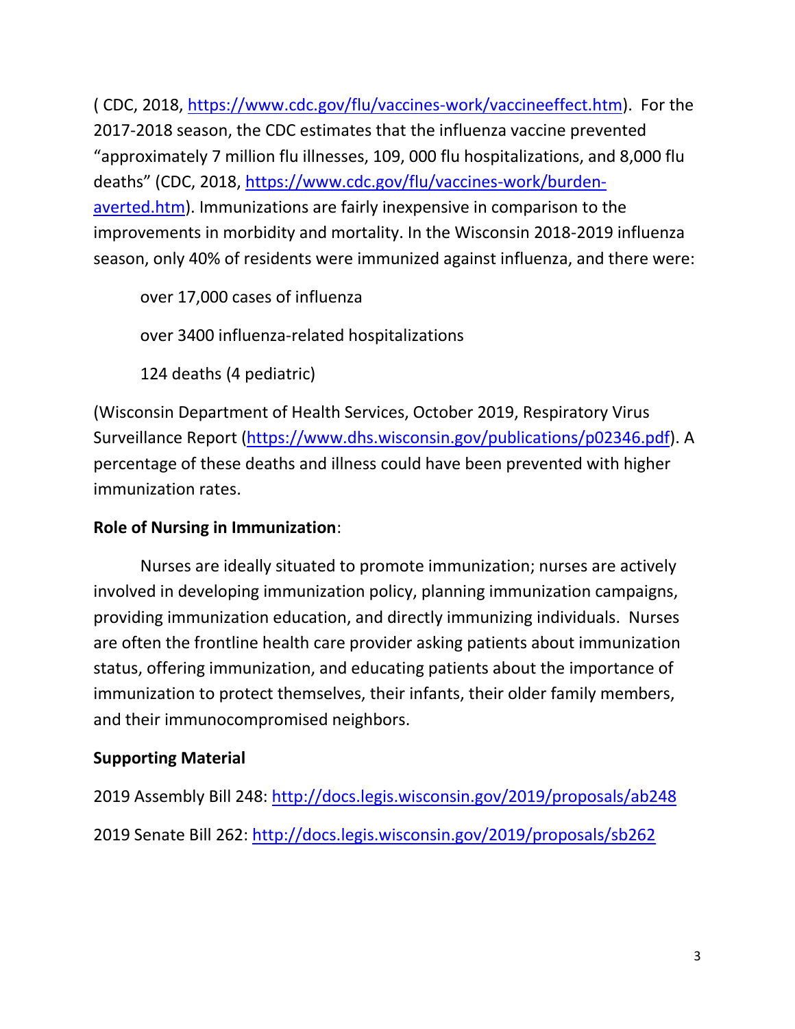( CDC, 2018, https://www.cdc.gov/flu/vaccines-work/vaccineeffect.htm). For the 2017-2018 season, the CDC estimates that the influenza vaccine prevented "approximately 7 million flu illnesses, 109, 000 flu hospitalizations, and 8,000 flu deaths" (CDC, 2018, https://www.cdc.gov/flu/vaccines-work/burden-averted.htm). Immunizations are fairly inexpensive in comparison to the improvements in morbidity and mortality. In the Wisconsin 2018-2019 influenza season, only 40% of residents were immunized against influenza, and there were:

over 17,000 cases of influenza

over 3400 influenza-related hospitalizations

124 deaths (4 pediatric)

(Wisconsin Department of Health Services, October 2019, Respiratory Virus Surveillance Report (https://www.dhs.wisconsin.gov/publications/p02346.pdf). A percentage of these deaths and illness could have been prevented with higher immunization rates.

**Role of Nursing in Immunization**:

Nurses are ideally situated to promote immunization; nurses are actively involved in developing immunization policy, planning immunization campaigns, providing immunization education, and directly immunizing individuals. Nurses are often the frontline health care provider asking patients about immunization status, offering immunization, and educating patients about the importance of immunization to protect themselves, their infants, their older family members, and their immunocompromised neighbors.

**Supporting Material**

2019 Assembly Bill 248: http://docs.legis.wisconsin.gov/2019/proposals/ab248

2019 Senate Bill 262: http://docs.legis.wisconsin.gov/2019/proposals/sb262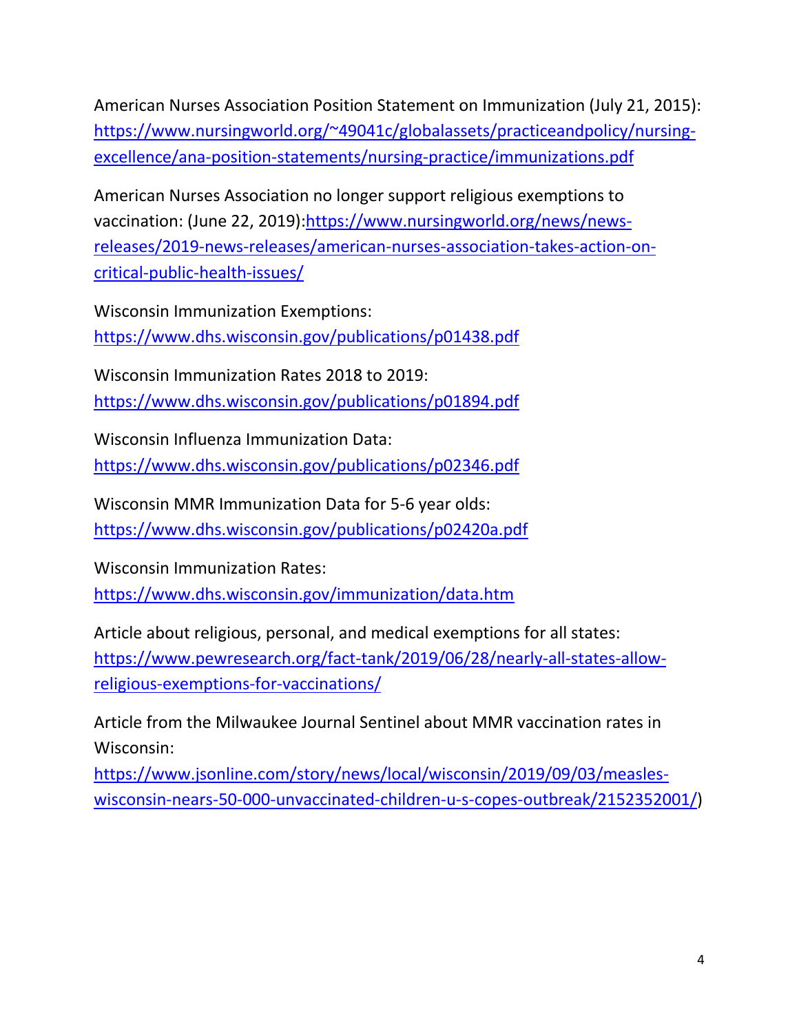American Nurses Association Position Statement on Immunization (July 21, 2015): https://www.nursingworld.org/~49041c/globalassets/practiceandpolicy/nursing-excellence/ana-position-statements/nursing-practice/immunizations.pdf

American Nurses Association no longer support religious exemptions to vaccination: (June 22, 2019):https://www.nursingworld.org/news/news-releases/2019-news-releases/american-nurses-association-takes-action-on-critical-public-health-issues/

Wisconsin Immunization Exemptions: https://www.dhs.wisconsin.gov/publications/p01438.pdf

Wisconsin Immunization Rates 2018 to 2019: https://www.dhs.wisconsin.gov/publications/p01894.pdf

Wisconsin Influenza Immunization Data: https://www.dhs.wisconsin.gov/publications/p02346.pdf

Wisconsin MMR Immunization Data for 5-6 year olds: https://www.dhs.wisconsin.gov/publications/p02420a.pdf

Wisconsin Immunization Rates: https://www.dhs.wisconsin.gov/immunization/data.htm

Article about religious, personal, and medical exemptions for all states: https://www.pewresearch.org/fact-tank/2019/06/28/nearly-all-states-allow-religious-exemptions-for-vaccinations/

Article from the Milwaukee Journal Sentinel about MMR vaccination rates in Wisconsin: https://www.jsonline.com/story/news/local/wisconsin/2019/09/03/measles-wisconsin-nears-50-000-unvaccinated-children-u-s-copes-outbreak/2152352001/)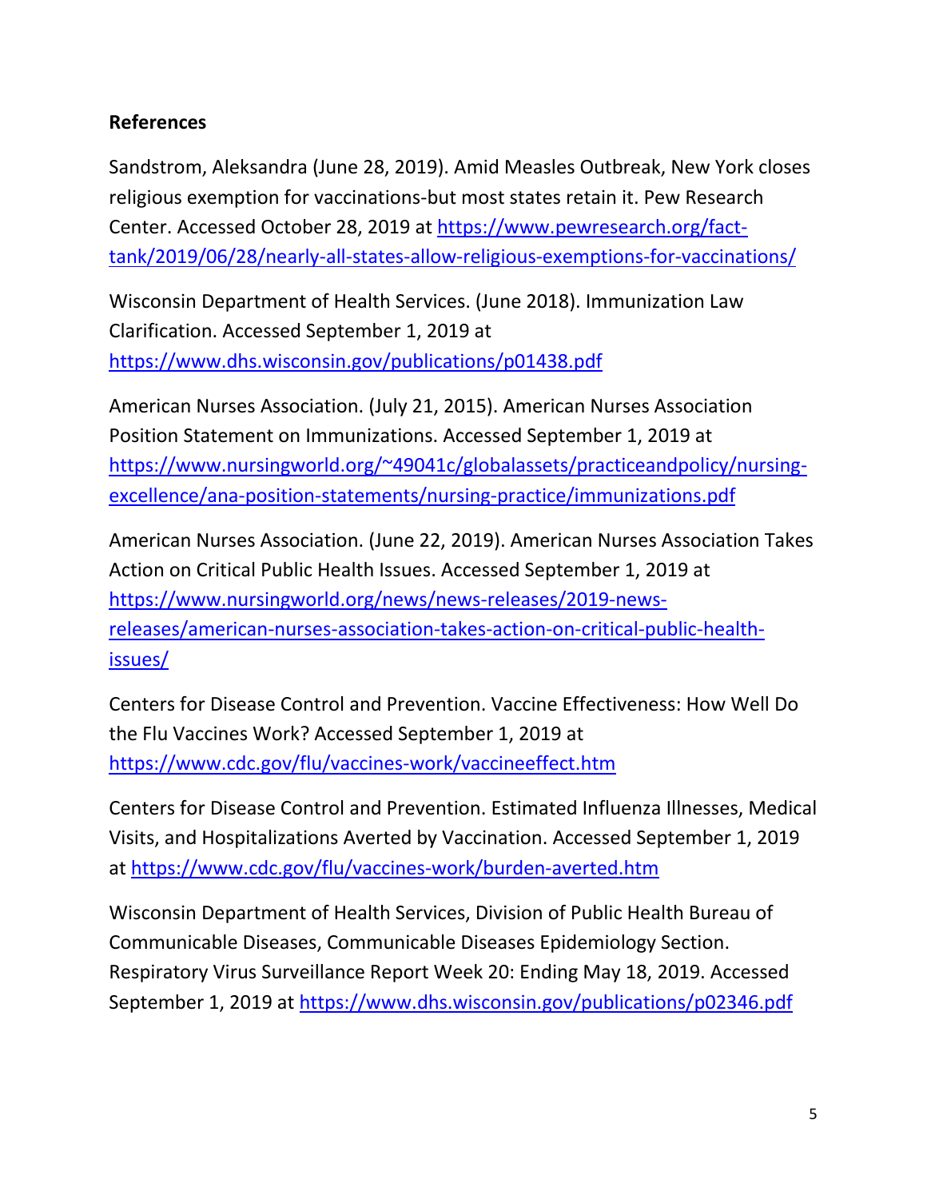**References**

Sandstrom, Aleksandra (June 28, 2019). Amid Measles Outbreak, New York closes religious exemption for vaccinations-but most states retain it. Pew Research Center. Accessed October 28, 2019 at https://www.pewresearch.org/fact-tank/2019/06/28/nearly-all-states-allow-religious-exemptions-for-vaccinations/

Wisconsin Department of Health Services. (June 2018). Immunization Law Clarification. Accessed September 1, 2019 at https://www.dhs.wisconsin.gov/publications/p01438.pdf

American Nurses Association. (July 21, 2015). American Nurses Association Position Statement on Immunizations. Accessed September 1, 2019 at https://www.nursingworld.org/~49041c/globalassets/practiceandpolicy/nursing-excellence/ana-position-statements/nursing-practice/immunizations.pdf

American Nurses Association. (June 22, 2019). American Nurses Association Takes Action on Critical Public Health Issues. Accessed September 1, 2019 at https://www.nursingworld.org/news/news-releases/2019-news-releases/american-nurses-association-takes-action-on-critical-public-health-issues/

Centers for Disease Control and Prevention. Vaccine Effectiveness: How Well Do the Flu Vaccines Work? Accessed September 1, 2019 at https://www.cdc.gov/flu/vaccines-work/vaccineeffect.htm

Centers for Disease Control and Prevention. Estimated Influenza Illnesses, Medical Visits, and Hospitalizations Averted by Vaccination. Accessed September 1, 2019 at https://www.cdc.gov/flu/vaccines-work/burden-averted.htm

Wisconsin Department of Health Services, Division of Public Health Bureau of Communicable Diseases, Communicable Diseases Epidemiology Section. Respiratory Virus Surveillance Report Week 20: Ending May 18, 2019. Accessed September 1, 2019 at https://www.dhs.wisconsin.gov/publications/p02346.pdf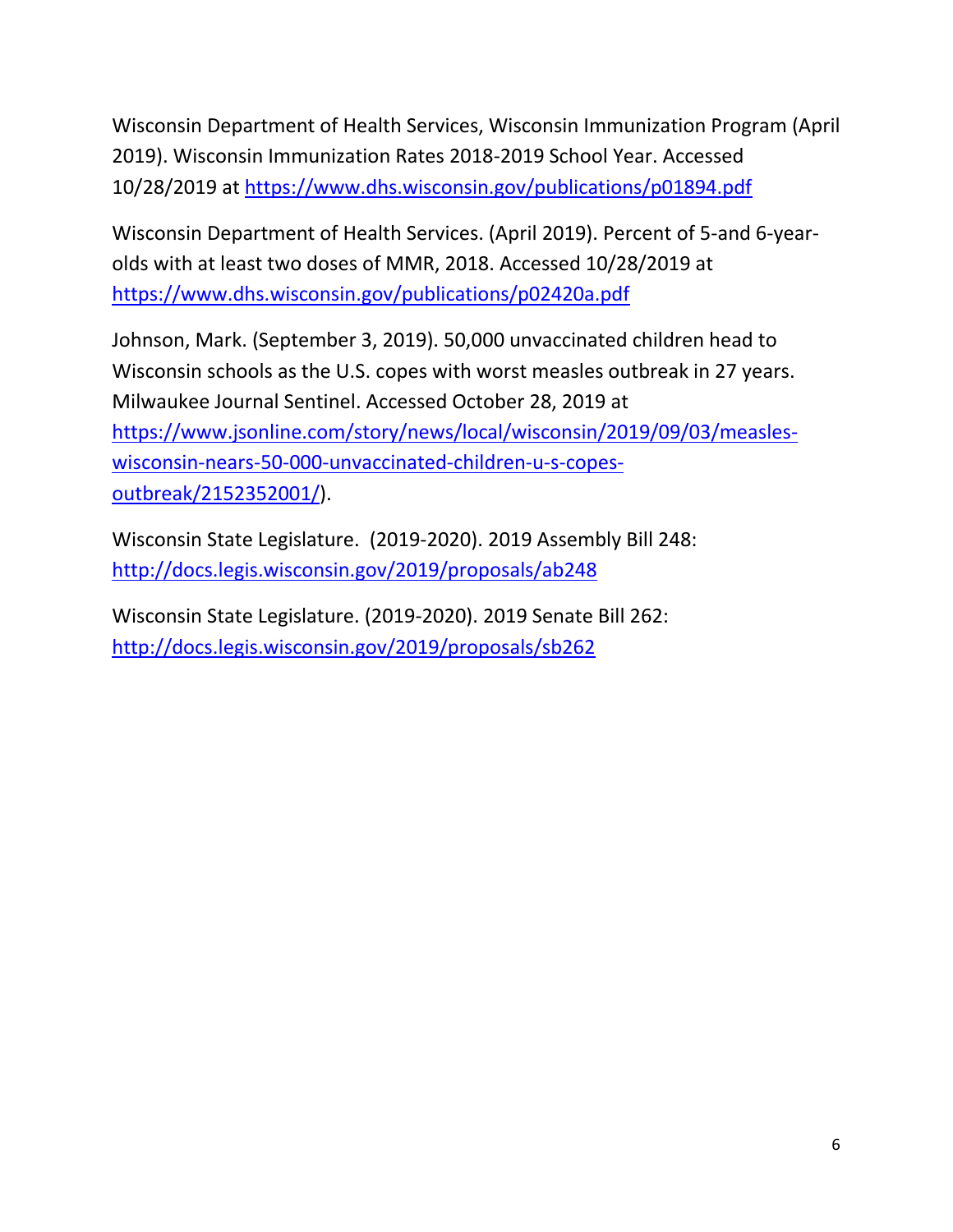Wisconsin Department of Health Services, Wisconsin Immunization Program (April 2019). Wisconsin Immunization Rates 2018-2019 School Year. Accessed 10/28/2019 at https://www.dhs.wisconsin.gov/publications/p01894.pdf

Wisconsin Department of Health Services. (April 2019). Percent of 5-and 6-year-olds with at least two doses of MMR, 2018. Accessed 10/28/2019 at https://www.dhs.wisconsin.gov/publications/p02420a.pdf

Johnson, Mark. (September 3, 2019). 50,000 unvaccinated children head to Wisconsin schools as the U.S. copes with worst measles outbreak in 27 years. Milwaukee Journal Sentinel. Accessed October 28, 2019 at https://www.jsonline.com/story/news/local/wisconsin/2019/09/03/measles-wisconsin-nears-50-000-unvaccinated-children-u-s-copes-outbreak/2152352001/).

Wisconsin State Legislature. (2019-2020). 2019 Assembly Bill 248: http://docs.legis.wisconsin.gov/2019/proposals/ab248

Wisconsin State Legislature. (2019-2020). 2019 Senate Bill 262: http://docs.legis.wisconsin.gov/2019/proposals/sb262